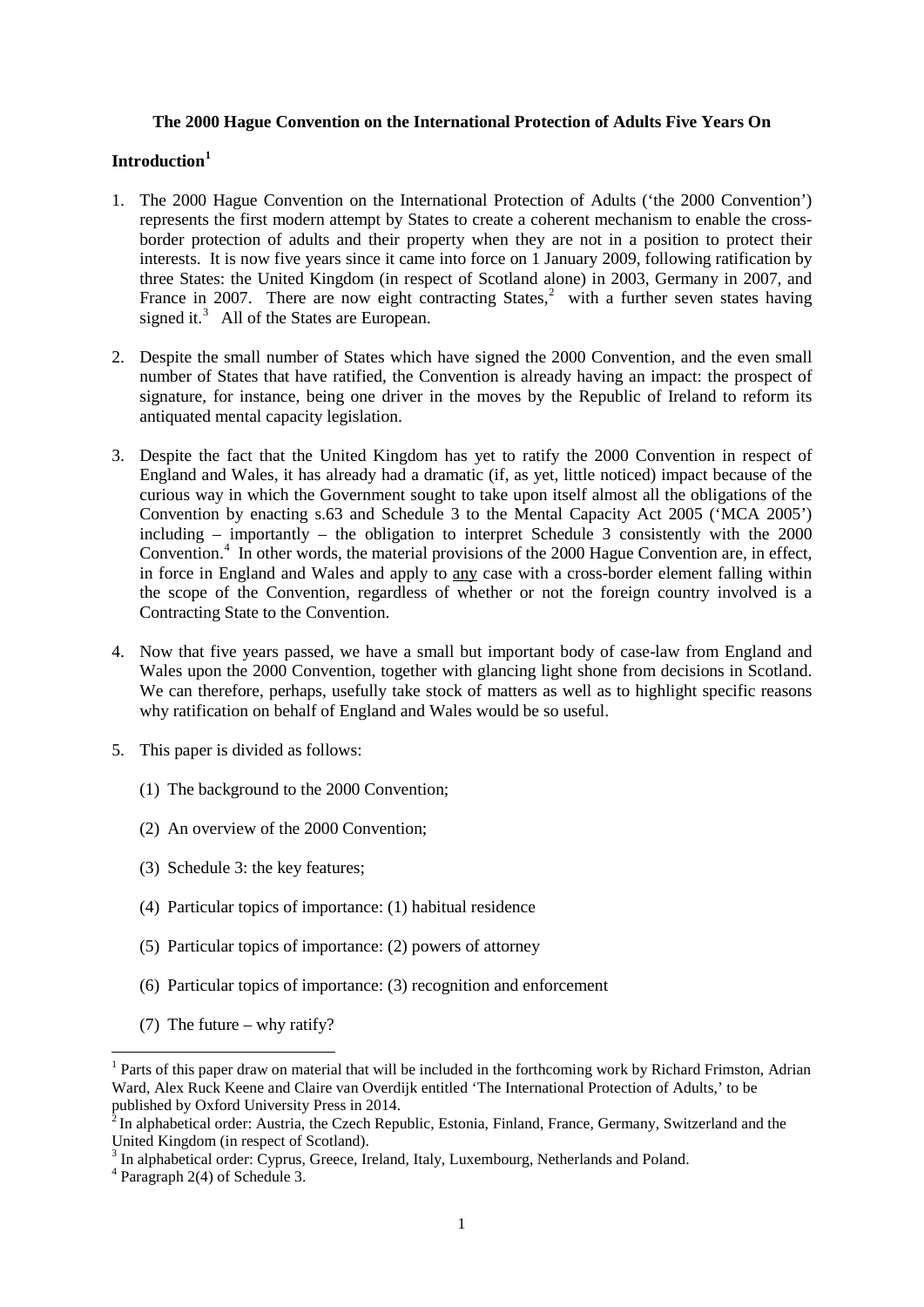**The 2000 Hague Convention on the International Protection of Adults Five Years On**

**Introduction**[1]

1. The 2000 Hague Convention on the International Protection of Adults ('the 2000 Convention') represents the first modern attempt by States to create a coherent mechanism to enable the cross-border protection of adults and their property when they are not in a position to protect their interests. It is now five years since it came into force on 1 January 2009, following ratification by three States: the United Kingdom (in respect of Scotland alone) in 2003, Germany in 2007, and France in 2007. There are now eight contracting States,[2] with a further seven states having signed it.[3] All of the States are European.

2. Despite the small number of States which have signed the 2000 Convention, and the even small number of States that have ratified, the Convention is already having an impact: the prospect of signature, for instance, being one driver in the moves by the Republic of Ireland to reform its antiquated mental capacity legislation.

3. Despite the fact that the United Kingdom has yet to ratify the 2000 Convention in respect of England and Wales, it has already had a dramatic (if, as yet, little noticed) impact because of the curious way in which the Government sought to take upon itself almost all the obligations of the Convention by enacting s.63 and Schedule 3 to the Mental Capacity Act 2005 ('MCA 2005') including – importantly – the obligation to interpret Schedule 3 consistently with the 2000 Convention.[4] In other words, the material provisions of the 2000 Hague Convention are, in effect, in force in England and Wales and apply to <u>any</u> case with a cross-border element falling within the scope of the Convention, regardless of whether or not the foreign country involved is a Contracting State to the Convention.

4. Now that five years passed, we have a small but important body of case-law from England and Wales upon the 2000 Convention, together with glancing light shone from decisions in Scotland. We can therefore, perhaps, usefully take stock of matters as well as to highlight specific reasons why ratification on behalf of England and Wales would be so useful.

5. This paper is divided as follows:

   (1) The background to the 2000 Convention;

   (2) An overview of the 2000 Convention;

   (3) Schedule 3: the key features;

   (4) Particular topics of importance: (1) habitual residence

   (5) Particular topics of importance: (2) powers of attorney

   (6) Particular topics of importance: (3) recognition and enforcement

   (7) The future – why ratify?

---

[1] Parts of this paper draw on material that will be included in the forthcoming work by Richard Frimston, Adrian Ward, Alex Ruck Keene and Claire van Overdijk entitled 'The International Protection of Adults,' to be published by Oxford University Press in 2014.

[2] In alphabetical order: Austria, the Czech Republic, Estonia, Finland, France, Germany, Switzerland and the United Kingdom (in respect of Scotland).

[3] In alphabetical order: Cyprus, Greece, Ireland, Italy, Luxembourg, Netherlands and Poland.

[4] Paragraph 2(4) of Schedule 3.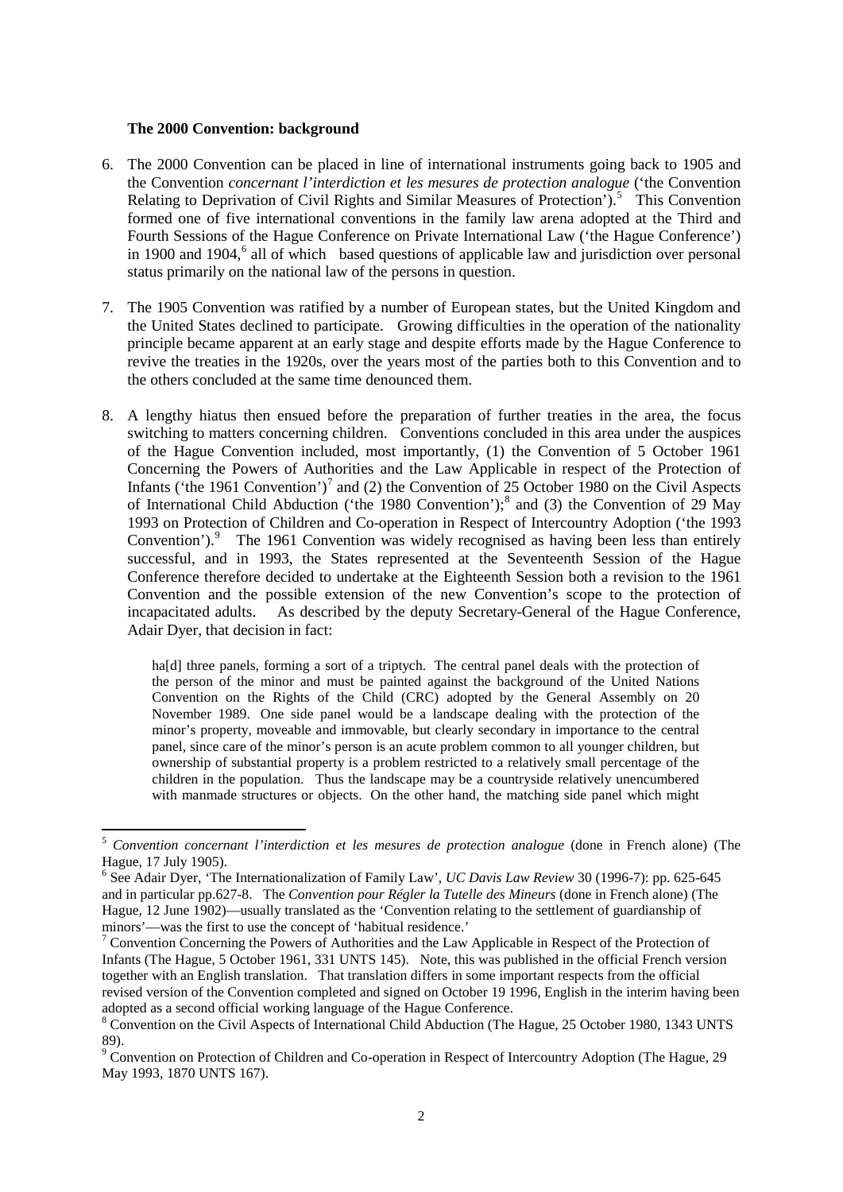**The 2000 Convention: background**

6. The 2000 Convention can be placed in line of international instruments going back to 1905 and the Convention *concernant l'interdiction et les mesures de protection analogue* ('the Convention Relating to Deprivation of Civil Rights and Similar Measures of Protection').[5] This Convention formed one of five international conventions in the family law arena adopted at the Third and Fourth Sessions of the Hague Conference on Private International Law ('the Hague Conference') in 1900 and 1904,[6] all of which based questions of applicable law and jurisdiction over personal status primarily on the national law of the persons in question.

7. The 1905 Convention was ratified by a number of European states, but the United Kingdom and the United States declined to participate. Growing difficulties in the operation of the nationality principle became apparent at an early stage and despite efforts made by the Hague Conference to revive the treaties in the 1920s, over the years most of the parties both to this Convention and to the others concluded at the same time denounced them.

8. A lengthy hiatus then ensued before the preparation of further treaties in the area, the focus switching to matters concerning children. Conventions concluded in this area under the auspices of the Hague Convention included, most importantly, (1) the Convention of 5 October 1961 Concerning the Powers of Authorities and the Law Applicable in respect of the Protection of Infants ('the 1961 Convention')[7] and (2) the Convention of 25 October 1980 on the Civil Aspects of International Child Abduction ('the 1980 Convention');[8] and (3) the Convention of 29 May 1993 on Protection of Children and Co-operation in Respect of Intercountry Adoption ('the 1993 Convention').[9] The 1961 Convention was widely recognised as having been less than entirely successful, and in 1993, the States represented at the Seventeenth Session of the Hague Conference therefore decided to undertake at the Eighteenth Session both a revision to the 1961 Convention and the possible extension of the new Convention's scope to the protection of incapacitated adults. As described by the deputy Secretary-General of the Hague Conference, Adair Dyer, that decision in fact:

> ha[d] three panels, forming a sort of a triptych. The central panel deals with the protection of the person of the minor and must be painted against the background of the United Nations Convention on the Rights of the Child (CRC) adopted by the General Assembly on 20 November 1989. One side panel would be a landscape dealing with the protection of the minor's property, moveable and immovable, but clearly secondary in importance to the central panel, since care of the minor's person is an acute problem common to all younger children, but ownership of substantial property is a problem restricted to a relatively small percentage of the children in the population. Thus the landscape may be a countryside relatively unencumbered with manmade structures or objects. On the other hand, the matching side panel which might

---

[5] *Convention concernant l'interdiction et les mesures de protection analogue* (done in French alone) (The Hague, 17 July 1905).

[6] See Adair Dyer, 'The Internationalization of Family Law', *UC Davis Law Review* 30 (1996-7): pp. 625-645 and in particular pp.627-8. The *Convention pour Régler la Tutelle des Mineurs* (done in French alone) (The Hague, 12 June 1902)—usually translated as the 'Convention relating to the settlement of guardianship of minors'—was the first to use the concept of 'habitual residence.'

[7] Convention Concerning the Powers of Authorities and the Law Applicable in Respect of the Protection of Infants (The Hague, 5 October 1961, 331 UNTS 145). Note, this was published in the official French version together with an English translation. That translation differs in some important respects from the official revised version of the Convention completed and signed on October 19 1996, English in the interim having been adopted as a second official working language of the Hague Conference.

[8] Convention on the Civil Aspects of International Child Abduction (The Hague, 25 October 1980, 1343 UNTS 89).

[9] Convention on Protection of Children and Co-operation in Respect of Intercountry Adoption (The Hague, 29 May 1993, 1870 UNTS 167).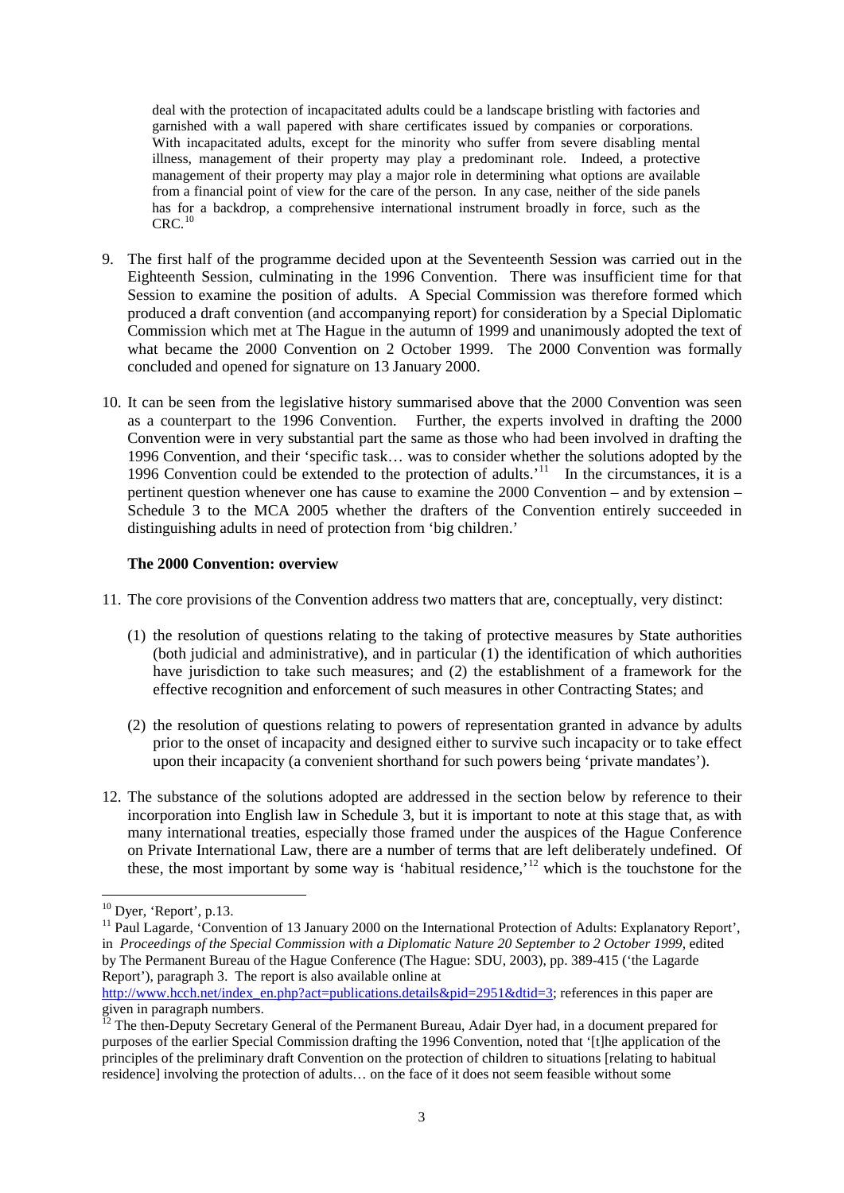deal with the protection of incapacitated adults could be a landscape bristling with factories and garnished with a wall papered with share certificates issued by companies or corporations. With incapacitated adults, except for the minority who suffer from severe disabling mental illness, management of their property may play a predominant role. Indeed, a protective management of their property may play a major role in determining what options are available from a financial point of view for the care of the person. In any case, neither of the side panels has for a backdrop, a comprehensive international instrument broadly in force, such as the CRC.[10]

9. The first half of the programme decided upon at the Seventeenth Session was carried out in the Eighteenth Session, culminating in the 1996 Convention. There was insufficient time for that Session to examine the position of adults. A Special Commission was therefore formed which produced a draft convention (and accompanying report) for consideration by a Special Diplomatic Commission which met at The Hague in the autumn of 1999 and unanimously adopted the text of what became the 2000 Convention on 2 October 1999. The 2000 Convention was formally concluded and opened for signature on 13 January 2000.

10. It can be seen from the legislative history summarised above that the 2000 Convention was seen as a counterpart to the 1996 Convention. Further, the experts involved in drafting the 2000 Convention were in very substantial part the same as those who had been involved in drafting the 1996 Convention, and their 'specific task… was to consider whether the solutions adopted by the 1996 Convention could be extended to the protection of adults.'[11] In the circumstances, it is a pertinent question whenever one has cause to examine the 2000 Convention – and by extension – Schedule 3 to the MCA 2005 whether the drafters of the Convention entirely succeeded in distinguishing adults in need of protection from 'big children.'

**The 2000 Convention: overview**

11. The core provisions of the Convention address two matters that are, conceptually, very distinct:

    (1) the resolution of questions relating to the taking of protective measures by State authorities (both judicial and administrative), and in particular (1) the identification of which authorities have jurisdiction to take such measures; and (2) the establishment of a framework for the effective recognition and enforcement of such measures in other Contracting States; and

    (2) the resolution of questions relating to powers of representation granted in advance by adults prior to the onset of incapacity and designed either to survive such incapacity or to take effect upon their incapacity (a convenient shorthand for such powers being 'private mandates').

12. The substance of the solutions adopted are addressed in the section below by reference to their incorporation into English law in Schedule 3, but it is important to note at this stage that, as with many international treaties, especially those framed under the auspices of the Hague Conference on Private International Law, there are a number of terms that are left deliberately undefined. Of these, the most important by some way is 'habitual residence,'[12] which is the touchstone for the

---

[10] Dyer, 'Report', p.13.

[11] Paul Lagarde, 'Convention of 13 January 2000 on the International Protection of Adults: Explanatory Report', in *Proceedings of the Special Commission with a Diplomatic Nature 20 September to 2 October 1999*, edited by The Permanent Bureau of the Hague Conference (The Hague: SDU, 2003), pp. 389-415 ('the Lagarde Report'), paragraph 3. The report is also available online at http://www.hcch.net/index_en.php?act=publications.details&pid=2951&dtid=3; references in this paper are given in paragraph numbers.

[12] The then-Deputy Secretary General of the Permanent Bureau, Adair Dyer had, in a document prepared for purposes of the earlier Special Commission drafting the 1996 Convention, noted that '[t]he application of the principles of the preliminary draft Convention on the protection of children to situations [relating to habitual residence] involving the protection of adults… on the face of it does not seem feasible without some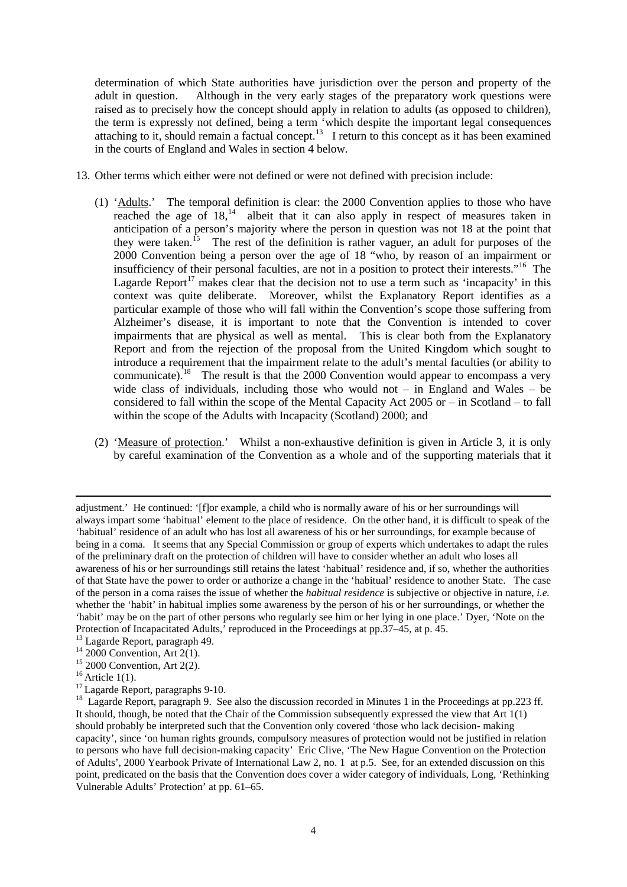determination of which State authorities have jurisdiction over the person and property of the adult in question. Although in the very early stages of the preparatory work questions were raised as to precisely how the concept should apply in relation to adults (as opposed to children), the term is expressly not defined, being a term 'which despite the important legal consequences attaching to it, should remain a factual concept.[13] I return to this concept as it has been examined in the courts of England and Wales in section 4 below.

13. Other terms which either were not defined or were not defined with precision include:

    (1) 'Adults.' The temporal definition is clear: the 2000 Convention applies to those who have reached the age of 18,[14] albeit that it can also apply in respect of measures taken in anticipation of a person's majority where the person in question was not 18 at the point that they were taken.[15] The rest of the definition is rather vaguer, an adult for purposes of the 2000 Convention being a person over the age of 18 "who, by reason of an impairment or insufficiency of their personal faculties, are not in a position to protect their interests."[16] The Lagarde Report[17] makes clear that the decision not to use a term such as 'incapacity' in this context was quite deliberate. Moreover, whilst the Explanatory Report identifies as a particular example of those who will fall within the Convention's scope those suffering from Alzheimer's disease, it is important to note that the Convention is intended to cover impairments that are physical as well as mental. This is clear both from the Explanatory Report and from the rejection of the proposal from the United Kingdom which sought to introduce a requirement that the impairment relate to the adult's mental faculties (or ability to communicate).[18] The result is that the 2000 Convention would appear to encompass a very wide class of individuals, including those who would not – in England and Wales – be considered to fall within the scope of the Mental Capacity Act 2005 or – in Scotland – to fall within the scope of the Adults with Incapacity (Scotland) 2000; and

    (2) 'Measure of protection.' Whilst a non-exhaustive definition is given in Article 3, it is only by careful examination of the Convention as a whole and of the supporting materials that it

---

adjustment.' He continued: '[f]or example, a child who is normally aware of his or her surroundings will always impart some 'habitual' element to the place of residence. On the other hand, it is difficult to speak of the 'habitual' residence of an adult who has lost all awareness of his or her surroundings, for example because of being in a coma. It seems that any Special Commission or group of experts which undertakes to adapt the rules of the preliminary draft on the protection of children will have to consider whether an adult who loses all awareness of his or her surroundings still retains the latest 'habitual' residence and, if so, whether the authorities of that State have the power to order or authorize a change in the 'habitual' residence to another State. The case of the person in a coma raises the issue of whether the *habitual residence* is subjective or objective in nature, *i.e.* whether the 'habit' in habitual implies some awareness by the person of his or her surroundings, or whether the 'habit' may be on the part of other persons who regularly see him or her lying in one place.' Dyer, 'Note on the Protection of Incapacitated Adults,' reproduced in the Proceedings at pp.37–45, at p. 45.

[13] Lagarde Report, paragraph 49.

[14] 2000 Convention, Art 2(1).

[15] 2000 Convention, Art 2(2).

[16] Article 1(1).

[17] Lagarde Report, paragraphs 9-10.

[18] Lagarde Report, paragraph 9. See also the discussion recorded in Minutes 1 in the Proceedings at pp.223 ff. It should, though, be noted that the Chair of the Commission subsequently expressed the view that Art 1(1) should probably be interpreted such that the Convention only covered 'those who lack decision- making capacity', since 'on human rights grounds, compulsory measures of protection would not be justified in relation to persons who have full decision-making capacity' Eric Clive, 'The New Hague Convention on the Protection of Adults', 2000 Yearbook Private of International Law 2, no. 1 at p.5. See, for an extended discussion on this point, predicated on the basis that the Convention does cover a wider category of individuals, Long, 'Rethinking Vulnerable Adults' Protection' at pp. 61–65.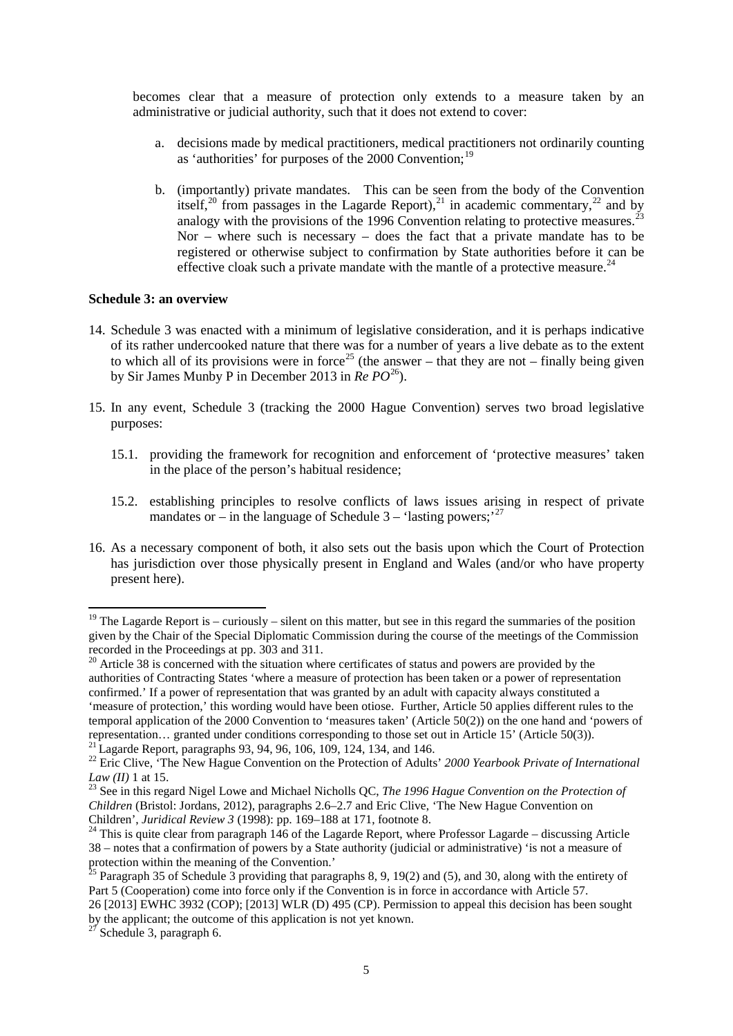becomes clear that a measure of protection only extends to a measure taken by an administrative or judicial authority, such that it does not extend to cover:

a. decisions made by medical practitioners, medical practitioners not ordinarily counting as 'authorities' for purposes of the 2000 Convention;[19]

b. (importantly) private mandates. This can be seen from the body of the Convention itself,[20] from passages in the Lagarde Report),[21] in academic commentary,[22] and by analogy with the provisions of the 1996 Convention relating to protective measures.[23] Nor – where such is necessary – does the fact that a private mandate has to be registered or otherwise subject to confirmation by State authorities before it can be effective cloak such a private mandate with the mantle of a protective measure.[24]

**Schedule 3: an overview**

14. Schedule 3 was enacted with a minimum of legislative consideration, and it is perhaps indicative of its rather undercooked nature that there was for a number of years a live debate as to the extent to which all of its provisions were in force[25] (the answer – that they are not – finally being given by Sir James Munby P in December 2013 in *Re PO*[26]).

15. In any event, Schedule 3 (tracking the 2000 Hague Convention) serves two broad legislative purposes:

 15.1. providing the framework for recognition and enforcement of 'protective measures' taken in the place of the person's habitual residence;

 15.2. establishing principles to resolve conflicts of laws issues arising in respect of private mandates or – in the language of Schedule 3 – 'lasting powers;'[27]

16. As a necessary component of both, it also sets out the basis upon which the Court of Protection has jurisdiction over those physically present in England and Wales (and/or who have property present here).

---

[19] The Lagarde Report is – curiously – silent on this matter, but see in this regard the summaries of the position given by the Chair of the Special Diplomatic Commission during the course of the meetings of the Commission recorded in the Proceedings at pp. 303 and 311.

[20] Article 38 is concerned with the situation where certificates of status and powers are provided by the authorities of Contracting States 'where a measure of protection has been taken or a power of representation confirmed.' If a power of representation that was granted by an adult with capacity always constituted a 'measure of protection,' this wording would have been otiose. Further, Article 50 applies different rules to the temporal application of the 2000 Convention to 'measures taken' (Article 50(2)) on the one hand and 'powers of representation… granted under conditions corresponding to those set out in Article 15' (Article 50(3)).

[21] Lagarde Report, paragraphs 93, 94, 96, 106, 109, 124, 134, and 146.

[22] Eric Clive, 'The New Hague Convention on the Protection of Adults' *2000 Yearbook Private of International Law (II)* 1 at 15.

[23] See in this regard Nigel Lowe and Michael Nicholls QC, *The 1996 Hague Convention on the Protection of Children* (Bristol: Jordans, 2012), paragraphs 2.6–2.7 and Eric Clive, 'The New Hague Convention on Children', *Juridical Review 3* (1998): pp. 169–188 at 171, footnote 8.

[24] This is quite clear from paragraph 146 of the Lagarde Report, where Professor Lagarde – discussing Article 38 – notes that a confirmation of powers by a State authority (judicial or administrative) 'is not a measure of protection within the meaning of the Convention.'

[25] Paragraph 35 of Schedule 3 providing that paragraphs 8, 9, 19(2) and (5), and 30, along with the entirety of Part 5 (Cooperation) come into force only if the Convention is in force in accordance with Article 57.

[26] [2013] EWHC 3932 (COP); [2013] WLR (D) 495 (CP). Permission to appeal this decision has been sought by the applicant; the outcome of this application is not yet known.

[27] Schedule 3, paragraph 6.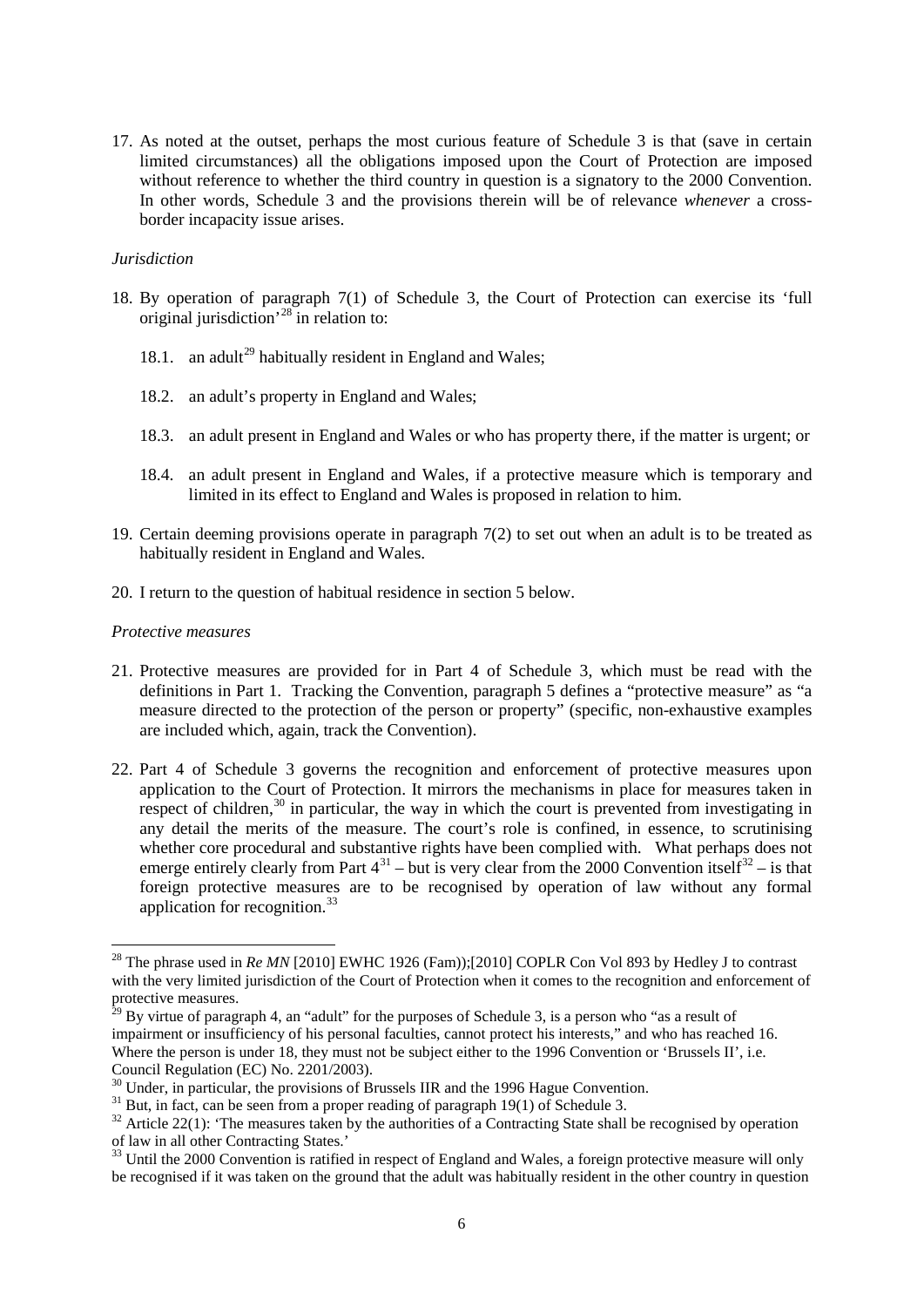17. As noted at the outset, perhaps the most curious feature of Schedule 3 is that (save in certain limited circumstances) all the obligations imposed upon the Court of Protection are imposed without reference to whether the third country in question is a signatory to the 2000 Convention. In other words, Schedule 3 and the provisions therein will be of relevance *whenever* a cross-border incapacity issue arises.

*Jurisdiction*

18. By operation of paragraph 7(1) of Schedule 3, the Court of Protection can exercise its 'full original jurisdiction'[28] in relation to:

    18.1. an adult[29] habitually resident in England and Wales;

    18.2. an adult's property in England and Wales;

    18.3. an adult present in England and Wales or who has property there, if the matter is urgent; or

    18.4. an adult present in England and Wales, if a protective measure which is temporary and limited in its effect to England and Wales is proposed in relation to him.

19. Certain deeming provisions operate in paragraph 7(2) to set out when an adult is to be treated as habitually resident in England and Wales.

20. I return to the question of habitual residence in section 5 below.

*Protective measures*

21. Protective measures are provided for in Part 4 of Schedule 3, which must be read with the definitions in Part 1. Tracking the Convention, paragraph 5 defines a "protective measure" as "a measure directed to the protection of the person or property" (specific, non-exhaustive examples are included which, again, track the Convention).

22. Part 4 of Schedule 3 governs the recognition and enforcement of protective measures upon application to the Court of Protection. It mirrors the mechanisms in place for measures taken in respect of children,[30] in particular, the way in which the court is prevented from investigating in any detail the merits of the measure. The court's role is confined, in essence, to scrutinising whether core procedural and substantive rights have been complied with. What perhaps does not emerge entirely clearly from Part 4[31] – but is very clear from the 2000 Convention itself[32] – is that foreign protective measures are to be recognised by operation of law without any formal application for recognition.[33]

---

[28] The phrase used in *Re MN* [2010] EWHC 1926 (Fam));[2010] COPLR Con Vol 893 by Hedley J to contrast with the very limited jurisdiction of the Court of Protection when it comes to the recognition and enforcement of protective measures.

[29] By virtue of paragraph 4, an "adult" for the purposes of Schedule 3, is a person who "as a result of impairment or insufficiency of his personal faculties, cannot protect his interests," and who has reached 16. Where the person is under 18, they must not be subject either to the 1996 Convention or 'Brussels II', i.e. Council Regulation (EC) No. 2201/2003).

[30] Under, in particular, the provisions of Brussels IIR and the 1996 Hague Convention.

[31] But, in fact, can be seen from a proper reading of paragraph 19(1) of Schedule 3.

[32] Article 22(1): 'The measures taken by the authorities of a Contracting State shall be recognised by operation of law in all other Contracting States.'

[33] Until the 2000 Convention is ratified in respect of England and Wales, a foreign protective measure will only be recognised if it was taken on the ground that the adult was habitually resident in the other country in question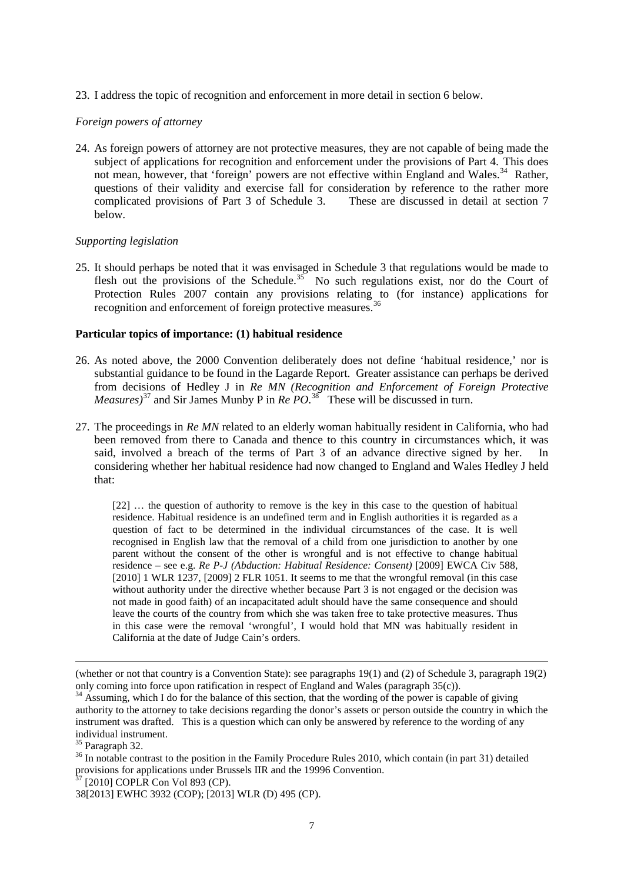23. I address the topic of recognition and enforcement in more detail in section 6 below.

*Foreign powers of attorney*

24. As foreign powers of attorney are not protective measures, they are not capable of being made the subject of applications for recognition and enforcement under the provisions of Part 4. This does not mean, however, that 'foreign' powers are not effective within England and Wales.[34] Rather, questions of their validity and exercise fall for consideration by reference to the rather more complicated provisions of Part 3 of Schedule 3. These are discussed in detail at section 7 below.

*Supporting legislation*

25. It should perhaps be noted that it was envisaged in Schedule 3 that regulations would be made to flesh out the provisions of the Schedule.[35] No such regulations exist, nor do the Court of Protection Rules 2007 contain any provisions relating to (for instance) applications for recognition and enforcement of foreign protective measures.[36]

**Particular topics of importance: (1) habitual residence**

26. As noted above, the 2000 Convention deliberately does not define 'habitual residence,' nor is substantial guidance to be found in the Lagarde Report. Greater assistance can perhaps be derived from decisions of Hedley J in *Re MN (Recognition and Enforcement of Foreign Protective Measures)*[37] and Sir James Munby P in *Re PO*.[38] These will be discussed in turn.

27. The proceedings in *Re MN* related to an elderly woman habitually resident in California, who had been removed from there to Canada and thence to this country in circumstances which, it was said, involved a breach of the terms of Part 3 of an advance directive signed by her. In considering whether her habitual residence had now changed to England and Wales Hedley J held that:

> [22] … the question of authority to remove is the key in this case to the question of habitual residence. Habitual residence is an undefined term and in English authorities it is regarded as a question of fact to be determined in the individual circumstances of the case. It is well recognised in English law that the removal of a child from one jurisdiction to another by one parent without the consent of the other is wrongful and is not effective to change habitual residence – see e.g. *Re P-J (Abduction: Habitual Residence: Consent)* [2009] EWCA Civ 588, [2010] 1 WLR 1237, [2009] 2 FLR 1051. It seems to me that the wrongful removal (in this case without authority under the directive whether because Part 3 is not engaged or the decision was not made in good faith) of an incapacitated adult should have the same consequence and should leave the courts of the country from which she was taken free to take protective measures. Thus in this case were the removal 'wrongful', I would hold that MN was habitually resident in California at the date of Judge Cain's orders.

---

(whether or not that country is a Convention State): see paragraphs 19(1) and (2) of Schedule 3, paragraph 19(2) only coming into force upon ratification in respect of England and Wales (paragraph 35(c)).

[34] Assuming, which I do for the balance of this section, that the wording of the power is capable of giving authority to the attorney to take decisions regarding the donor's assets or person outside the country in which the instrument was drafted. This is a question which can only be answered by reference to the wording of any individual instrument.

[35] Paragraph 32.

[36] In notable contrast to the position in the Family Procedure Rules 2010, which contain (in part 31) detailed provisions for applications under Brussels IIR and the 19996 Convention.

[37] [2010] COPLR Con Vol 893 (CP).

38[2013] EWHC 3932 (COP); [2013] WLR (D) 495 (CP).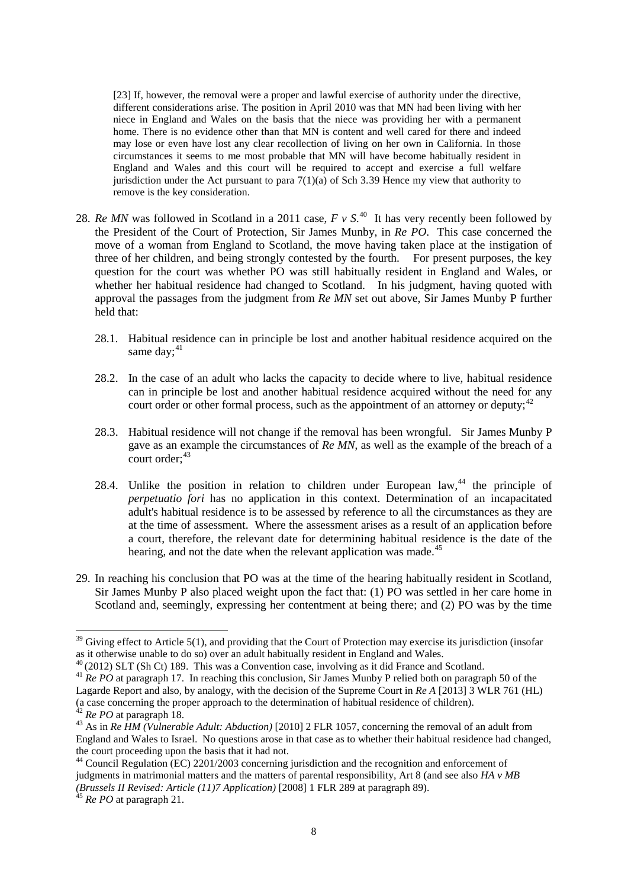> [23] If, however, the removal were a proper and lawful exercise of authority under the directive, different considerations arise. The position in April 2010 was that MN had been living with her niece in England and Wales on the basis that the niece was providing her with a permanent home. There is no evidence other than that MN is content and well cared for there and indeed may lose or even have lost any clear recollection of living on her own in California. In those circumstances it seems to me most probable that MN will have become habitually resident in England and Wales and this court will be required to accept and exercise a full welfare jurisdiction under the Act pursuant to para 7(1)(a) of Sch 3.[39] Hence my view that authority to remove is the key consideration.

28. *Re MN* was followed in Scotland in a 2011 case, *F v S*.[40] It has very recently been followed by the President of the Court of Protection, Sir James Munby, in *Re PO*. This case concerned the move of a woman from England to Scotland, the move having taken place at the instigation of three of her children, and being strongly contested by the fourth. For present purposes, the key question for the court was whether PO was still habitually resident in England and Wales, or whether her habitual residence had changed to Scotland. In his judgment, having quoted with approval the passages from the judgment from *Re MN* set out above, Sir James Munby P further held that:

    28.1. Habitual residence can in principle be lost and another habitual residence acquired on the same day;[41]

    28.2. In the case of an adult who lacks the capacity to decide where to live, habitual residence can in principle be lost and another habitual residence acquired without the need for any court order or other formal process, such as the appointment of an attorney or deputy;[42]

    28.3. Habitual residence will not change if the removal has been wrongful. Sir James Munby P gave as an example the circumstances of *Re MN*, as well as the example of the breach of a court order;[43]

    28.4. Unlike the position in relation to children under European law,[44] the principle of *perpetuatio fori* has no application in this context. Determination of an incapacitated adult's habitual residence is to be assessed by reference to all the circumstances as they are at the time of assessment. Where the assessment arises as a result of an application before a court, therefore, the relevant date for determining habitual residence is the date of the hearing, and not the date when the relevant application was made.[45]

29. In reaching his conclusion that PO was at the time of the hearing habitually resident in Scotland, Sir James Munby P also placed weight upon the fact that: (1) PO was settled in her care home in Scotland and, seemingly, expressing her contentment at being there; and (2) PO was by the time

---

[39] Giving effect to Article 5(1), and providing that the Court of Protection may exercise its jurisdiction (insofar as it otherwise unable to do so) over an adult habitually resident in England and Wales.

[40] (2012) SLT (Sh Ct) 189. This was a Convention case, involving as it did France and Scotland.

[41] *Re PO* at paragraph 17. In reaching this conclusion, Sir James Munby P relied both on paragraph 50 of the Lagarde Report and also, by analogy, with the decision of the Supreme Court in *Re A* [2013] 3 WLR 761 (HL) (a case concerning the proper approach to the determination of habitual residence of children).

[42] *Re PO* at paragraph 18.

[43] As in *Re HM (Vulnerable Adult: Abduction)* [2010] 2 FLR 1057, concerning the removal of an adult from England and Wales to Israel. No questions arose in that case as to whether their habitual residence had changed, the court proceeding upon the basis that it had not.

[44] Council Regulation (EC) 2201/2003 concerning jurisdiction and the recognition and enforcement of judgments in matrimonial matters and the matters of parental responsibility, Art 8 (and see also *HA v MB (Brussels II Revised: Article (11)7 Application)* [2008] 1 FLR 289 at paragraph 89).

[45] *Re PO* at paragraph 21.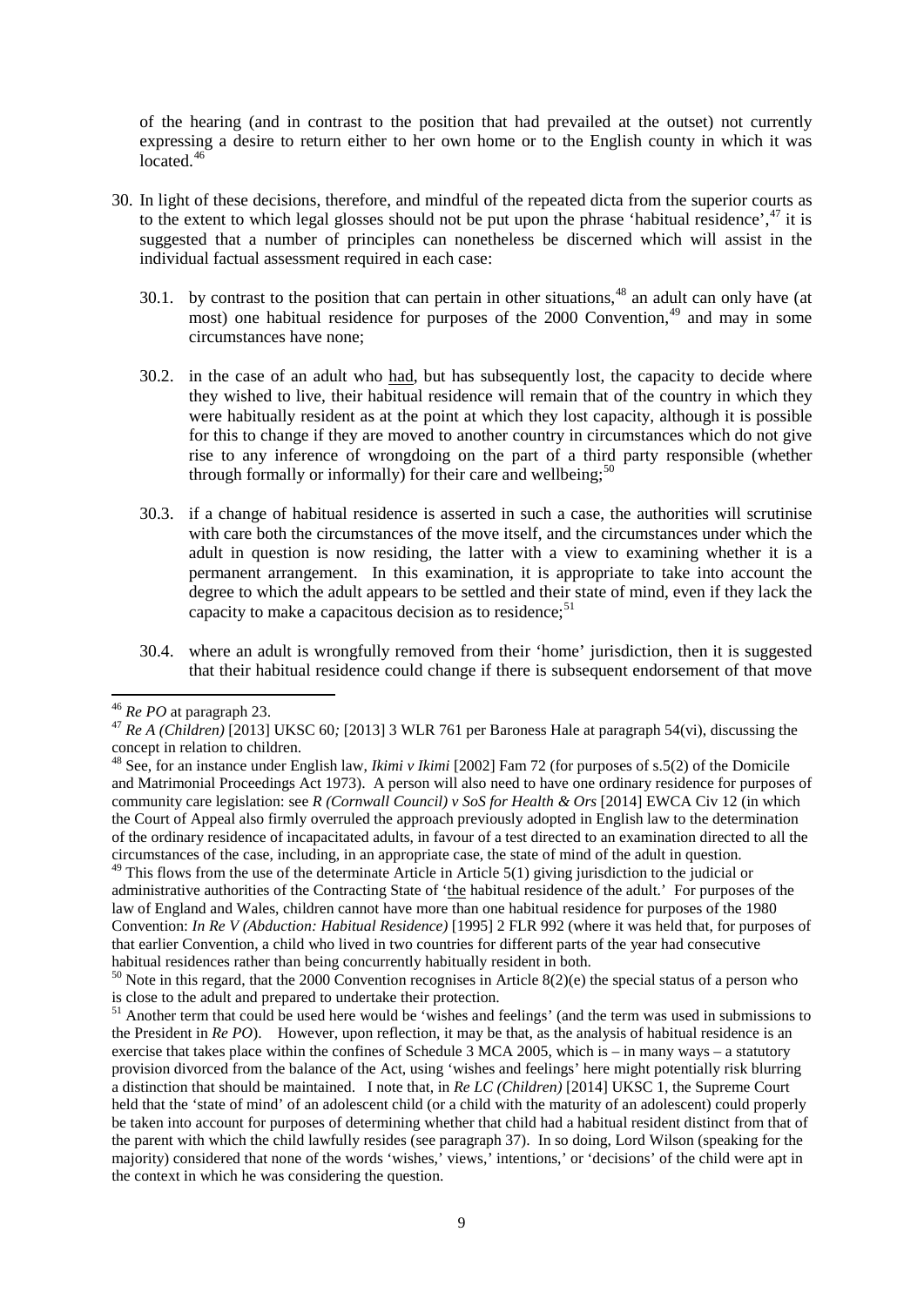of the hearing (and in contrast to the position that had prevailed at the outset) not currently expressing a desire to return either to her own home or to the English county in which it was located.[46]

30. In light of these decisions, therefore, and mindful of the repeated dicta from the superior courts as to the extent to which legal glosses should not be put upon the phrase 'habitual residence',[47] it is suggested that a number of principles can nonetheless be discerned which will assist in the individual factual assessment required in each case:

    30.1. by contrast to the position that can pertain in other situations,[48] an adult can only have (at most) one habitual residence for purposes of the 2000 Convention,[49] and may in some circumstances have none;

    30.2. in the case of an adult who <u>had</u>, but has subsequently lost, the capacity to decide where they wished to live, their habitual residence will remain that of the country in which they were habitually resident as at the point at which they lost capacity, although it is possible for this to change if they are moved to another country in circumstances which do not give rise to any inference of wrongdoing on the part of a third party responsible (whether through formally or informally) for their care and wellbeing;[50]

    30.3. if a change of habitual residence is asserted in such a case, the authorities will scrutinise with care both the circumstances of the move itself, and the circumstances under which the adult in question is now residing, the latter with a view to examining whether it is a permanent arrangement. In this examination, it is appropriate to take into account the degree to which the adult appears to be settled and their state of mind, even if they lack the capacity to make a capacitous decision as to residence;[51]

    30.4. where an adult is wrongfully removed from their 'home' jurisdiction, then it is suggested that their habitual residence could change if there is subsequent endorsement of that move

---

[46] *Re PO* at paragraph 23.

[47] *Re A (Children)* [2013] UKSC 60*;* [2013] 3 WLR 761 per Baroness Hale at paragraph 54(vi), discussing the concept in relation to children.

[48] See, for an instance under English law, *Ikimi v Ikimi* [2002] Fam 72 (for purposes of s.5(2) of the Domicile and Matrimonial Proceedings Act 1973). A person will also need to have one ordinary residence for purposes of community care legislation: see *R (Cornwall Council) v SoS for Health & Ors* [2014] EWCA Civ 12 (in which the Court of Appeal also firmly overruled the approach previously adopted in English law to the determination of the ordinary residence of incapacitated adults, in favour of a test directed to an examination directed to all the circumstances of the case, including, in an appropriate case, the state of mind of the adult in question.

[49] This flows from the use of the determinate Article in Article 5(1) giving jurisdiction to the judicial or administrative authorities of the Contracting State of '<u>the</u> habitual residence of the adult.' For purposes of the law of England and Wales, children cannot have more than one habitual residence for purposes of the 1980 Convention: *In Re V (Abduction: Habitual Residence)* [1995] 2 FLR 992 (where it was held that, for purposes of that earlier Convention, a child who lived in two countries for different parts of the year had consecutive habitual residences rather than being concurrently habitually resident in both.

[50] Note in this regard, that the 2000 Convention recognises in Article 8(2)(e) the special status of a person who is close to the adult and prepared to undertake their protection.

[51] Another term that could be used here would be 'wishes and feelings' (and the term was used in submissions to the President in *Re PO*). However, upon reflection, it may be that, as the analysis of habitual residence is an exercise that takes place within the confines of Schedule 3 MCA 2005, which is – in many ways – a statutory provision divorced from the balance of the Act, using 'wishes and feelings' here might potentially risk blurring a distinction that should be maintained. I note that, in *Re LC (Children)* [2014] UKSC 1, the Supreme Court held that the 'state of mind' of an adolescent child (or a child with the maturity of an adolescent) could properly be taken into account for purposes of determining whether that child had a habitual resident distinct from that of the parent with which the child lawfully resides (see paragraph 37). In so doing, Lord Wilson (speaking for the majority) considered that none of the words 'wishes,' views,' intentions,' or 'decisions' of the child were apt in the context in which he was considering the question.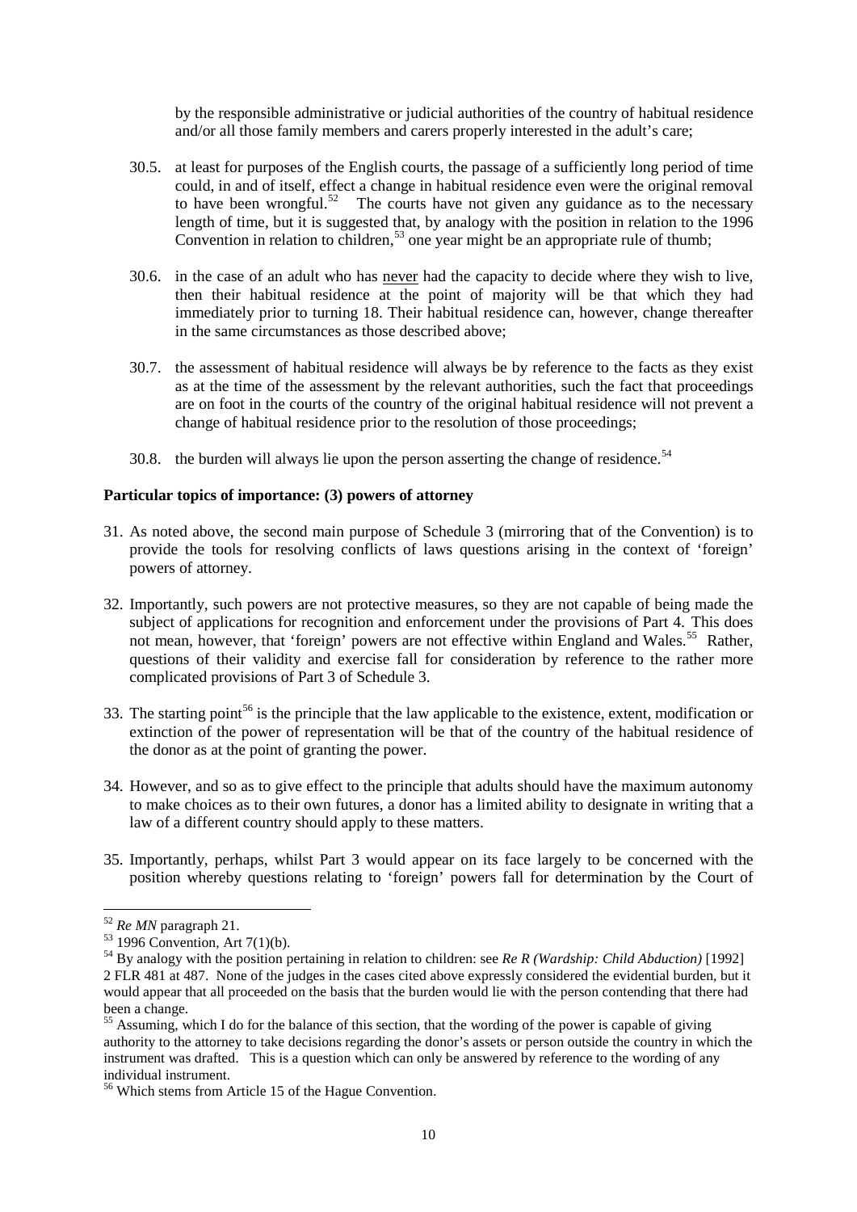by the responsible administrative or judicial authorities of the country of habitual residence and/or all those family members and carers properly interested in the adult's care;

30.5. at least for purposes of the English courts, the passage of a sufficiently long period of time could, in and of itself, effect a change in habitual residence even were the original removal to have been wrongful.[52] The courts have not given any guidance as to the necessary length of time, but it is suggested that, by analogy with the position in relation to the 1996 Convention in relation to children,[53] one year might be an appropriate rule of thumb;

30.6. in the case of an adult who has never had the capacity to decide where they wish to live, then their habitual residence at the point of majority will be that which they had immediately prior to turning 18. Their habitual residence can, however, change thereafter in the same circumstances as those described above;

30.7. the assessment of habitual residence will always be by reference to the facts as they exist as at the time of the assessment by the relevant authorities, such the fact that proceedings are on foot in the courts of the country of the original habitual residence will not prevent a change of habitual residence prior to the resolution of those proceedings;

30.8. the burden will always lie upon the person asserting the change of residence.[54]

**Particular topics of importance: (3) powers of attorney**

31. As noted above, the second main purpose of Schedule 3 (mirroring that of the Convention) is to provide the tools for resolving conflicts of laws questions arising in the context of 'foreign' powers of attorney.

32. Importantly, such powers are not protective measures, so they are not capable of being made the subject of applications for recognition and enforcement under the provisions of Part 4. This does not mean, however, that 'foreign' powers are not effective within England and Wales.[55] Rather, questions of their validity and exercise fall for consideration by reference to the rather more complicated provisions of Part 3 of Schedule 3.

33. The starting point[56] is the principle that the law applicable to the existence, extent, modification or extinction of the power of representation will be that of the country of the habitual residence of the donor as at the point of granting the power.

34. However, and so as to give effect to the principle that adults should have the maximum autonomy to make choices as to their own futures, a donor has a limited ability to designate in writing that a law of a different country should apply to these matters.

35. Importantly, perhaps, whilst Part 3 would appear on its face largely to be concerned with the position whereby questions relating to 'foreign' powers fall for determination by the Court of

---

[52] *Re MN* paragraph 21.

[53] 1996 Convention, Art 7(1)(b).

[54] By analogy with the position pertaining in relation to children: see *Re R (Wardship: Child Abduction)* [1992] 2 FLR 481 at 487. None of the judges in the cases cited above expressly considered the evidential burden, but it would appear that all proceeded on the basis that the burden would lie with the person contending that there had been a change.

[55] Assuming, which I do for the balance of this section, that the wording of the power is capable of giving authority to the attorney to take decisions regarding the donor's assets or person outside the country in which the instrument was drafted. This is a question which can only be answered by reference to the wording of any individual instrument.

[56] Which stems from Article 15 of the Hague Convention.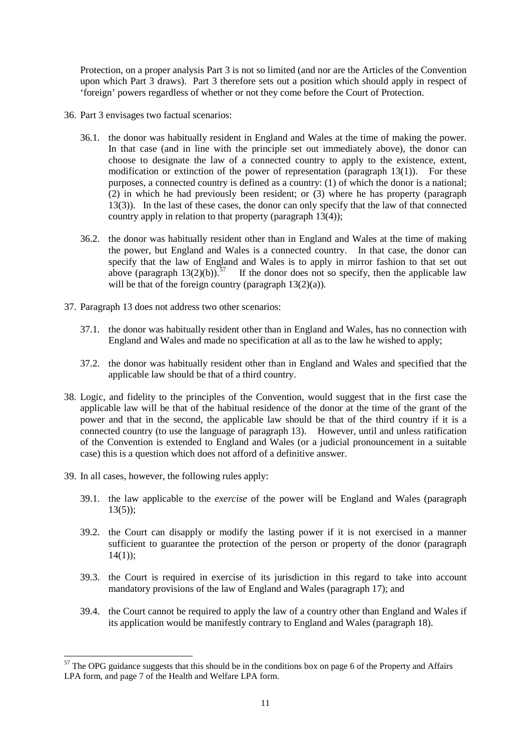Protection, on a proper analysis Part 3 is not so limited (and nor are the Articles of the Convention upon which Part 3 draws). Part 3 therefore sets out a position which should apply in respect of 'foreign' powers regardless of whether or not they come before the Court of Protection.

36. Part 3 envisages two factual scenarios:

    36.1. the donor was habitually resident in England and Wales at the time of making the power. In that case (and in line with the principle set out immediately above), the donor can choose to designate the law of a connected country to apply to the existence, extent, modification or extinction of the power of representation (paragraph 13(1)). For these purposes, a connected country is defined as a country: (1) of which the donor is a national; (2) in which he had previously been resident; or (3) where he has property (paragraph 13(3)). In the last of these cases, the donor can only specify that the law of that connected country apply in relation to that property (paragraph 13(4));

    36.2. the donor was habitually resident other than in England and Wales at the time of making the power, but England and Wales is a connected country. In that case, the donor can specify that the law of England and Wales is to apply in mirror fashion to that set out above (paragraph 13(2)(b)).[57] If the donor does not so specify, then the applicable law will be that of the foreign country (paragraph 13(2)(a)).

37. Paragraph 13 does not address two other scenarios:

    37.1. the donor was habitually resident other than in England and Wales, has no connection with England and Wales and made no specification at all as to the law he wished to apply;

    37.2. the donor was habitually resident other than in England and Wales and specified that the applicable law should be that of a third country.

38. Logic, and fidelity to the principles of the Convention, would suggest that in the first case the applicable law will be that of the habitual residence of the donor at the time of the grant of the power and that in the second, the applicable law should be that of the third country if it is a connected country (to use the language of paragraph 13). However, until and unless ratification of the Convention is extended to England and Wales (or a judicial pronouncement in a suitable case) this is a question which does not afford of a definitive answer.

39. In all cases, however, the following rules apply:

    39.1. the law applicable to the *exercise* of the power will be England and Wales (paragraph 13(5));

    39.2. the Court can disapply or modify the lasting power if it is not exercised in a manner sufficient to guarantee the protection of the person or property of the donor (paragraph 14(1));

    39.3. the Court is required in exercise of its jurisdiction in this regard to take into account mandatory provisions of the law of England and Wales (paragraph 17); and

    39.4. the Court cannot be required to apply the law of a country other than England and Wales if its application would be manifestly contrary to England and Wales (paragraph 18).

---

[57] The OPG guidance suggests that this should be in the conditions box on page 6 of the Property and Affairs LPA form, and page 7 of the Health and Welfare LPA form.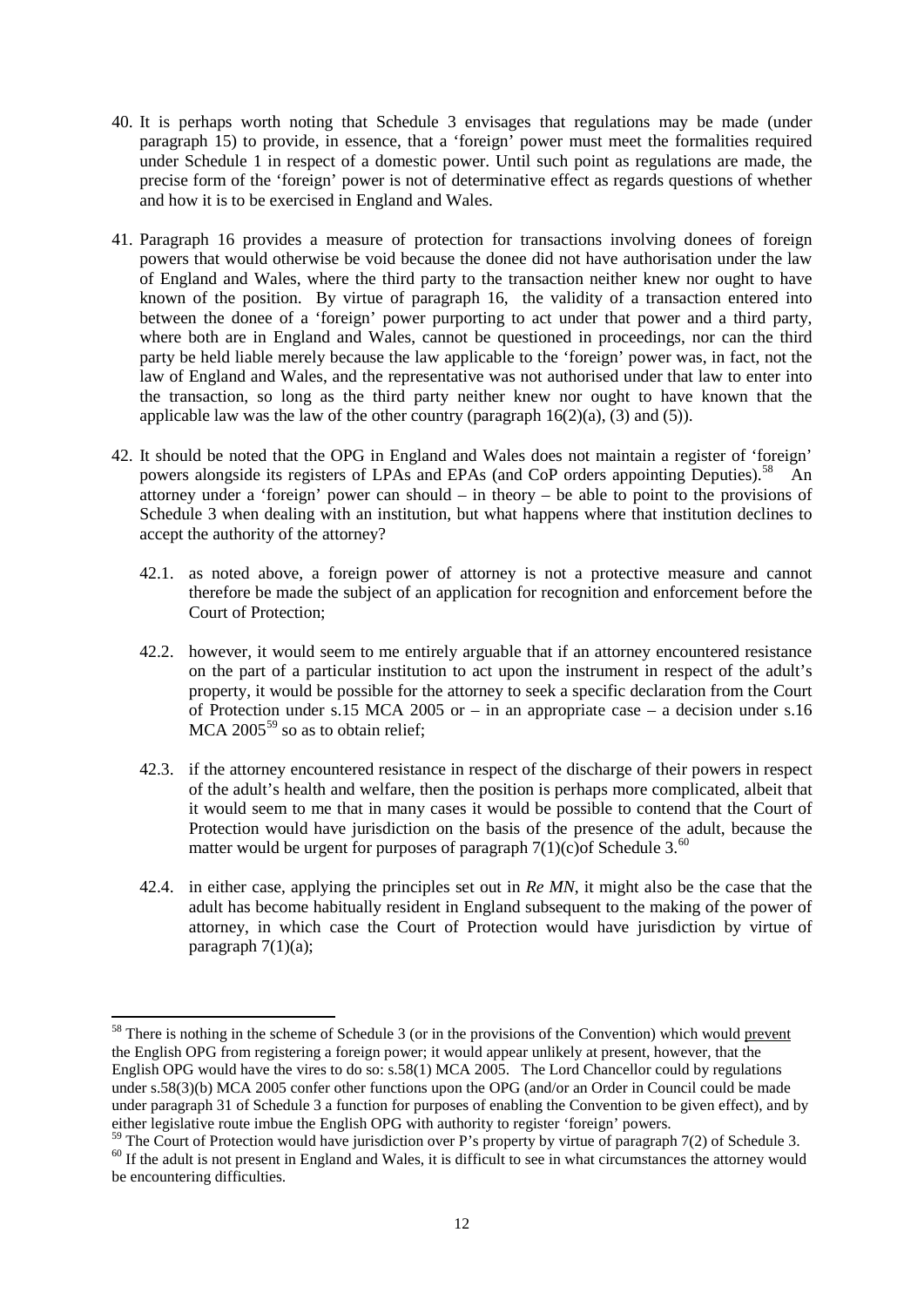40. It is perhaps worth noting that Schedule 3 envisages that regulations may be made (under paragraph 15) to provide, in essence, that a 'foreign' power must meet the formalities required under Schedule 1 in respect of a domestic power. Until such point as regulations are made, the precise form of the 'foreign' power is not of determinative effect as regards questions of whether and how it is to be exercised in England and Wales.

41. Paragraph 16 provides a measure of protection for transactions involving donees of foreign powers that would otherwise be void because the donee did not have authorisation under the law of England and Wales, where the third party to the transaction neither knew nor ought to have known of the position. By virtue of paragraph 16, the validity of a transaction entered into between the donee of a 'foreign' power purporting to act under that power and a third party, where both are in England and Wales, cannot be questioned in proceedings, nor can the third party be held liable merely because the law applicable to the 'foreign' power was, in fact, not the law of England and Wales, and the representative was not authorised under that law to enter into the transaction, so long as the third party neither knew nor ought to have known that the applicable law was the law of the other country (paragraph 16(2)(a), (3) and (5)).

42. It should be noted that the OPG in England and Wales does not maintain a register of 'foreign' powers alongside its registers of LPAs and EPAs (and CoP orders appointing Deputies).[58] An attorney under a 'foreign' power can should – in theory – be able to point to the provisions of Schedule 3 when dealing with an institution, but what happens where that institution declines to accept the authority of the attorney?

    42.1. as noted above, a foreign power of attorney is not a protective measure and cannot therefore be made the subject of an application for recognition and enforcement before the Court of Protection;

    42.2. however, it would seem to me entirely arguable that if an attorney encountered resistance on the part of a particular institution to act upon the instrument in respect of the adult's property, it would be possible for the attorney to seek a specific declaration from the Court of Protection under s.15 MCA 2005 or – in an appropriate case – a decision under s.16 MCA 2005[59] so as to obtain relief;

    42.3. if the attorney encountered resistance in respect of the discharge of their powers in respect of the adult's health and welfare, then the position is perhaps more complicated, albeit that it would seem to me that in many cases it would be possible to contend that the Court of Protection would have jurisdiction on the basis of the presence of the adult, because the matter would be urgent for purposes of paragraph 7(1)(c)of Schedule 3.[60]

    42.4. in either case, applying the principles set out in *Re MN*, it might also be the case that the adult has become habitually resident in England subsequent to the making of the power of attorney, in which case the Court of Protection would have jurisdiction by virtue of paragraph 7(1)(a);

---

[58] There is nothing in the scheme of Schedule 3 (or in the provisions of the Convention) which would prevent the English OPG from registering a foreign power; it would appear unlikely at present, however, that the English OPG would have the vires to do so: s.58(1) MCA 2005. The Lord Chancellor could by regulations under s.58(3)(b) MCA 2005 confer other functions upon the OPG (and/or an Order in Council could be made under paragraph 31 of Schedule 3 a function for purposes of enabling the Convention to be given effect), and by either legislative route imbue the English OPG with authority to register 'foreign' powers.

[59] The Court of Protection would have jurisdiction over P's property by virtue of paragraph 7(2) of Schedule 3.

[60] If the adult is not present in England and Wales, it is difficult to see in what circumstances the attorney would be encountering difficulties.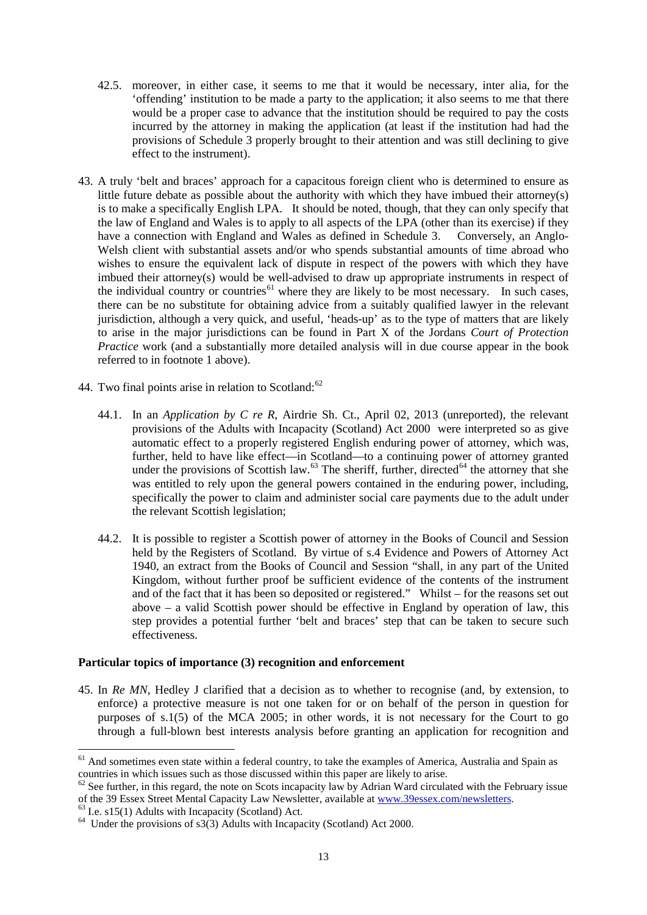42.5. moreover, in either case, it seems to me that it would be necessary, inter alia, for the 'offending' institution to be made a party to the application; it also seems to me that there would be a proper case to advance that the institution should be required to pay the costs incurred by the attorney in making the application (at least if the institution had had the provisions of Schedule 3 properly brought to their attention and was still declining to give effect to the instrument).

43. A truly 'belt and braces' approach for a capacitous foreign client who is determined to ensure as little future debate as possible about the authority with which they have imbued their attorney(s) is to make a specifically English LPA. It should be noted, though, that they can only specify that the law of England and Wales is to apply to all aspects of the LPA (other than its exercise) if they have a connection with England and Wales as defined in Schedule 3. Conversely, an Anglo-Welsh client with substantial assets and/or who spends substantial amounts of time abroad who wishes to ensure the equivalent lack of dispute in respect of the powers with which they have imbued their attorney(s) would be well-advised to draw up appropriate instruments in respect of the individual country or countries[61] where they are likely to be most necessary. In such cases, there can be no substitute for obtaining advice from a suitably qualified lawyer in the relevant jurisdiction, although a very quick, and useful, 'heads-up' as to the type of matters that are likely to arise in the major jurisdictions can be found in Part X of the Jordans *Court of Protection Practice* work (and a substantially more detailed analysis will in due course appear in the book referred to in footnote 1 above).

44. Two final points arise in relation to Scotland:[62]

44.1. In an *Application by C re R*, Airdrie Sh. Ct., April 02, 2013 (unreported), the relevant provisions of the Adults with Incapacity (Scotland) Act 2000 were interpreted so as give automatic effect to a properly registered English enduring power of attorney, which was, further, held to have like effect—in Scotland—to a continuing power of attorney granted under the provisions of Scottish law.[63] The sheriff, further, directed[64] the attorney that she was entitled to rely upon the general powers contained in the enduring power, including, specifically the power to claim and administer social care payments due to the adult under the relevant Scottish legislation;

44.2. It is possible to register a Scottish power of attorney in the Books of Council and Session held by the Registers of Scotland. By virtue of s.4 Evidence and Powers of Attorney Act 1940, an extract from the Books of Council and Session "shall, in any part of the United Kingdom, without further proof be sufficient evidence of the contents of the instrument and of the fact that it has been so deposited or registered." Whilst – for the reasons set out above – a valid Scottish power should be effective in England by operation of law, this step provides a potential further 'belt and braces' step that can be taken to secure such effectiveness.

**Particular topics of importance (3) recognition and enforcement**

45. In *Re MN*, Hedley J clarified that a decision as to whether to recognise (and, by extension, to enforce) a protective measure is not one taken for or on behalf of the person in question for purposes of s.1(5) of the MCA 2005; in other words, it is not necessary for the Court to go through a full-blown best interests analysis before granting an application for recognition and

---

[61] And sometimes even state within a federal country, to take the examples of America, Australia and Spain as countries in which issues such as those discussed within this paper are likely to arise.

[62] See further, in this regard, the note on Scots incapacity law by Adrian Ward circulated with the February issue of the 39 Essex Street Mental Capacity Law Newsletter, available at www.39essex.com/newsletters.

[63] I.e. s15(1) Adults with Incapacity (Scotland) Act.

[64] Under the provisions of s3(3) Adults with Incapacity (Scotland) Act 2000.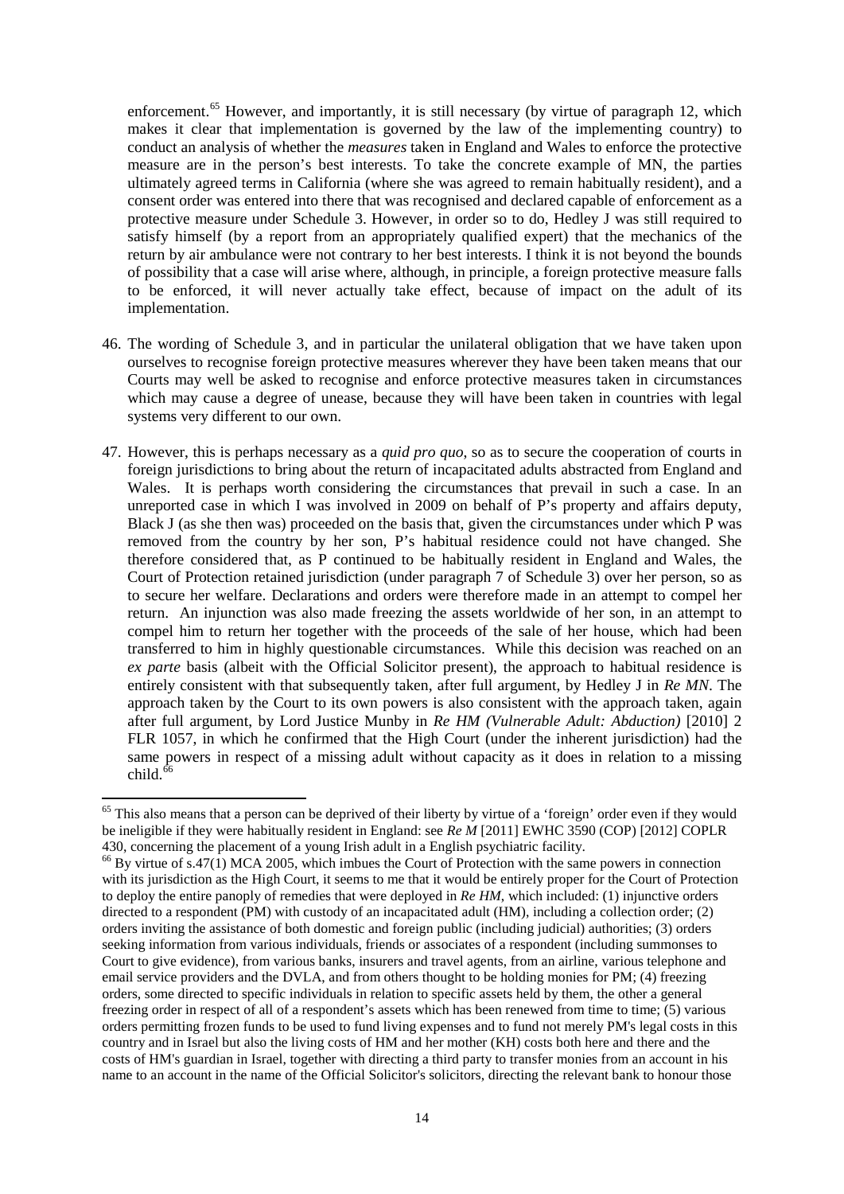enforcement.[65] However, and importantly, it is still necessary (by virtue of paragraph 12, which makes it clear that implementation is governed by the law of the implementing country) to conduct an analysis of whether the *measures* taken in England and Wales to enforce the protective measure are in the person's best interests. To take the concrete example of MN, the parties ultimately agreed terms in California (where she was agreed to remain habitually resident), and a consent order was entered into there that was recognised and declared capable of enforcement as a protective measure under Schedule 3. However, in order so to do, Hedley J was still required to satisfy himself (by a report from an appropriately qualified expert) that the mechanics of the return by air ambulance were not contrary to her best interests. I think it is not beyond the bounds of possibility that a case will arise where, although, in principle, a foreign protective measure falls to be enforced, it will never actually take effect, because of impact on the adult of its implementation.

46. The wording of Schedule 3, and in particular the unilateral obligation that we have taken upon ourselves to recognise foreign protective measures wherever they have been taken means that our Courts may well be asked to recognise and enforce protective measures taken in circumstances which may cause a degree of unease, because they will have been taken in countries with legal systems very different to our own.

47. However, this is perhaps necessary as a *quid pro quo*, so as to secure the cooperation of courts in foreign jurisdictions to bring about the return of incapacitated adults abstracted from England and Wales. It is perhaps worth considering the circumstances that prevail in such a case. In an unreported case in which I was involved in 2009 on behalf of P's property and affairs deputy, Black J (as she then was) proceeded on the basis that, given the circumstances under which P was removed from the country by her son, P's habitual residence could not have changed. She therefore considered that, as P continued to be habitually resident in England and Wales, the Court of Protection retained jurisdiction (under paragraph 7 of Schedule 3) over her person, so as to secure her welfare. Declarations and orders were therefore made in an attempt to compel her return. An injunction was also made freezing the assets worldwide of her son, in an attempt to compel him to return her together with the proceeds of the sale of her house, which had been transferred to him in highly questionable circumstances. While this decision was reached on an *ex parte* basis (albeit with the Official Solicitor present), the approach to habitual residence is entirely consistent with that subsequently taken, after full argument, by Hedley J in *Re MN*. The approach taken by the Court to its own powers is also consistent with the approach taken, again after full argument, by Lord Justice Munby in *Re HM (Vulnerable Adult: Abduction)* [2010] 2 FLR 1057, in which he confirmed that the High Court (under the inherent jurisdiction) had the same powers in respect of a missing adult without capacity as it does in relation to a missing child.[66]

---

[65] This also means that a person can be deprived of their liberty by virtue of a 'foreign' order even if they would be ineligible if they were habitually resident in England: see *Re M* [2011] EWHC 3590 (COP) [2012] COPLR 430, concerning the placement of a young Irish adult in a English psychiatric facility.

[66] By virtue of s.47(1) MCA 2005, which imbues the Court of Protection with the same powers in connection with its jurisdiction as the High Court, it seems to me that it would be entirely proper for the Court of Protection to deploy the entire panoply of remedies that were deployed in *Re HM*, which included: (1) injunctive orders directed to a respondent (PM) with custody of an incapacitated adult (HM), including a collection order; (2) orders inviting the assistance of both domestic and foreign public (including judicial) authorities; (3) orders seeking information from various individuals, friends or associates of a respondent (including summonses to Court to give evidence), from various banks, insurers and travel agents, from an airline, various telephone and email service providers and the DVLA, and from others thought to be holding monies for PM; (4) freezing orders, some directed to specific individuals in relation to specific assets held by them, the other a general freezing order in respect of all of a respondent's assets which has been renewed from time to time; (5) various orders permitting frozen funds to be used to fund living expenses and to fund not merely PM's legal costs in this country and in Israel but also the living costs of HM and her mother (KH) costs both here and there and the costs of HM's guardian in Israel, together with directing a third party to transfer monies from an account in his name to an account in the name of the Official Solicitor's solicitors, directing the relevant bank to honour those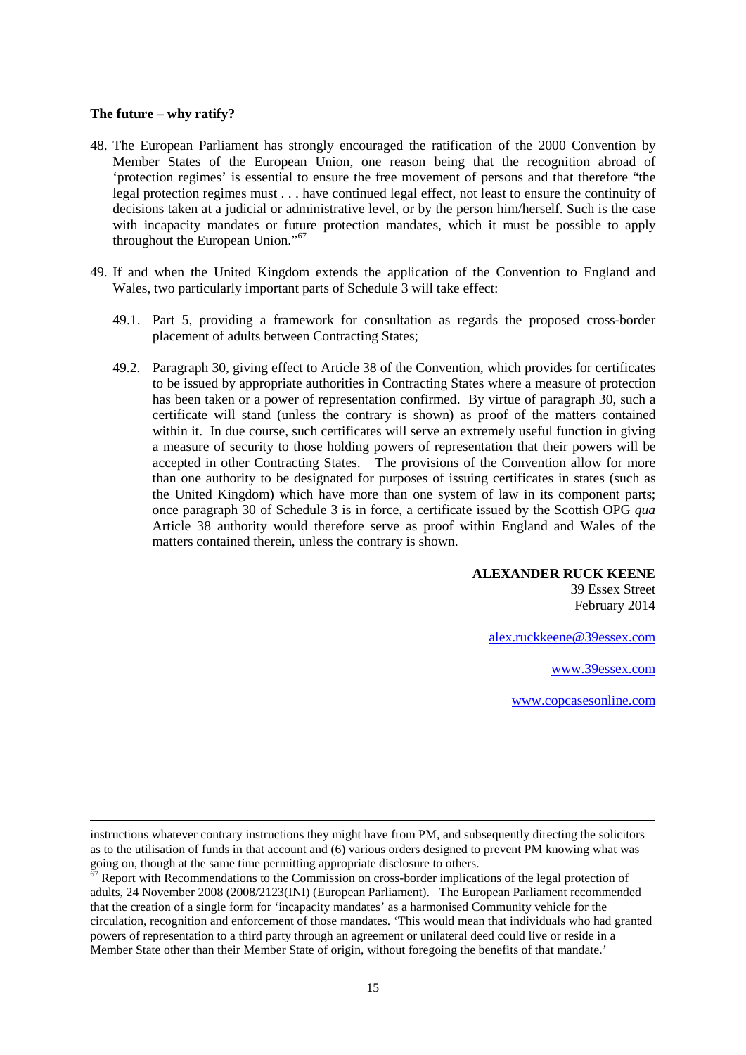**The future – why ratify?**

48. The European Parliament has strongly encouraged the ratification of the 2000 Convention by Member States of the European Union, one reason being that the recognition abroad of 'protection regimes' is essential to ensure the free movement of persons and that therefore "the legal protection regimes must . . . have continued legal effect, not least to ensure the continuity of decisions taken at a judicial or administrative level, or by the person him/herself. Such is the case with incapacity mandates or future protection mandates, which it must be possible to apply throughout the European Union."[67]

49. If and when the United Kingdom extends the application of the Convention to England and Wales, two particularly important parts of Schedule 3 will take effect:

    49.1. Part 5, providing a framework for consultation as regards the proposed cross-border placement of adults between Contracting States;

    49.2. Paragraph 30, giving effect to Article 38 of the Convention, which provides for certificates to be issued by appropriate authorities in Contracting States where a measure of protection has been taken or a power of representation confirmed. By virtue of paragraph 30, such a certificate will stand (unless the contrary is shown) as proof of the matters contained within it. In due course, such certificates will serve an extremely useful function in giving a measure of security to those holding powers of representation that their powers will be accepted in other Contracting States. The provisions of the Convention allow for more than one authority to be designated for purposes of issuing certificates in states (such as the United Kingdom) which have more than one system of law in its component parts; once paragraph 30 of Schedule 3 is in force, a certificate issued by the Scottish OPG *qua* Article 38 authority would therefore serve as proof within England and Wales of the matters contained therein, unless the contrary is shown.

**ALEXANDER RUCK KEENE**
39 Essex Street
February 2014

alex.ruckkeene@39essex.com

www.39essex.com

www.copcasesonline.com

---

instructions whatever contrary instructions they might have from PM, and subsequently directing the solicitors as to the utilisation of funds in that account and (6) various orders designed to prevent PM knowing what was going on, though at the same time permitting appropriate disclosure to others.

[67] Report with Recommendations to the Commission on cross-border implications of the legal protection of adults, 24 November 2008 (2008/2123(INI) (European Parliament). The European Parliament recommended that the creation of a single form for 'incapacity mandates' as a harmonised Community vehicle for the circulation, recognition and enforcement of those mandates. 'This would mean that individuals who had granted powers of representation to a third party through an agreement or unilateral deed could live or reside in a Member State other than their Member State of origin, without foregoing the benefits of that mandate.'